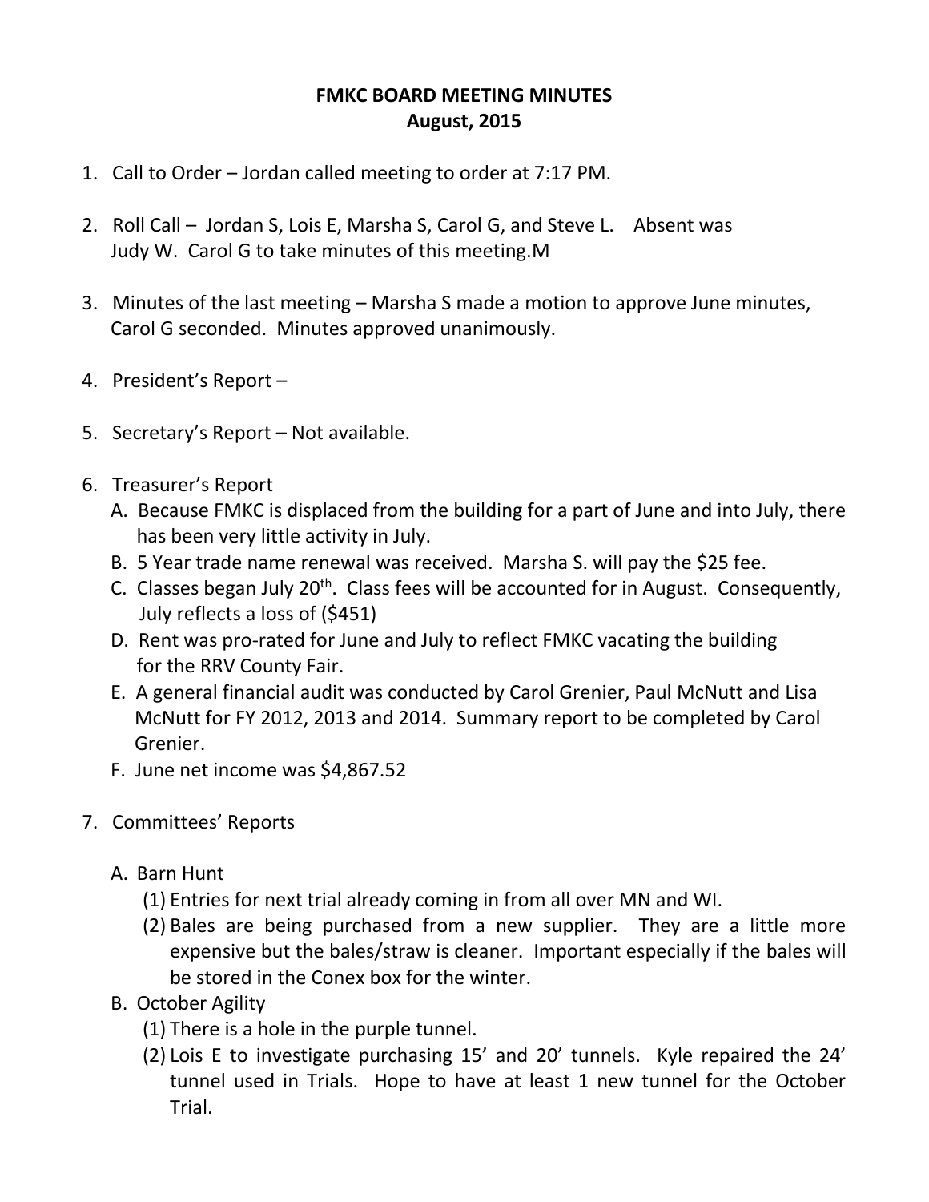# FMKC BOARD MEETING MINUTES
## August, 2015

1. Call to Order – Jordan called meeting to order at 7:17 PM.

2. Roll Call – Jordan S, Lois E, Marsha S, Carol G, and Steve L. Absent was Judy W. Carol G to take minutes of this meeting.M

3. Minutes of the last meeting – Marsha S made a motion to approve June minutes, Carol G seconded. Minutes approved unanimously.

4. President's Report –

5. Secretary's Report – Not available.

6. Treasurer's Report
   - A. Because FMKC is displaced from the building for a part of June and into July, there has been very little activity in July.
   - B. 5 Year trade name renewal was received. Marsha S. will pay the $25 fee.
   - C. Classes began July 20th. Class fees will be accounted for in August. Consequently, July reflects a loss of ($451)
   - D. Rent was pro-rated for June and July to reflect FMKC vacating the building for the RRV County Fair.
   - E. A general financial audit was conducted by Carol Grenier, Paul McNutt and Lisa McNutt for FY 2012, 2013 and 2014. Summary report to be completed by Carol Grenier.
   - F. June net income was $4,867.52

7. Committees' Reports

   - A. Barn Hunt
     - (1) Entries for next trial already coming in from all over MN and WI.
     - (2) Bales are being purchased from a new supplier. They are a little more expensive but the bales/straw is cleaner. Important especially if the bales will be stored in the Conex box for the winter.
   - B. October Agility
     - (1) There is a hole in the purple tunnel.
     - (2) Lois E to investigate purchasing 15' and 20' tunnels. Kyle repaired the 24' tunnel used in Trials. Hope to have at least 1 new tunnel for the October Trial.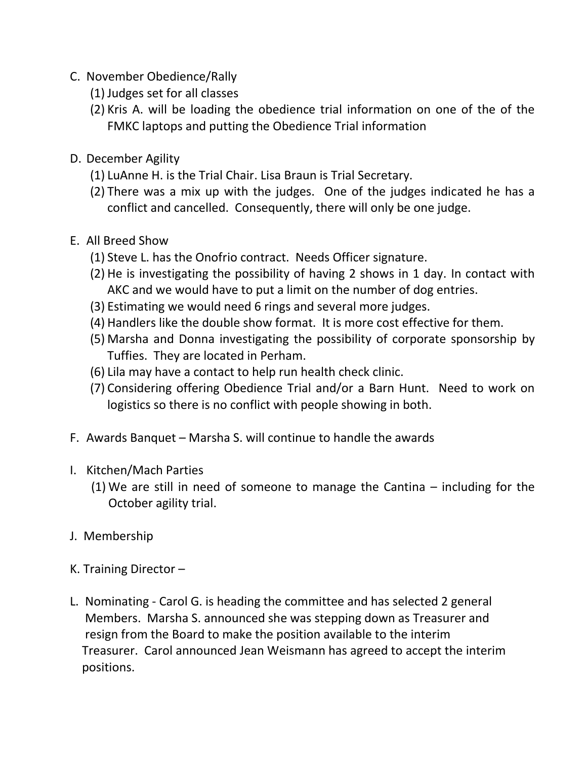C. November Obedience/Rally
   (1) Judges set for all classes
   (2) Kris A. will be loading the obedience trial information on one of the of the FMKC laptops and putting the Obedience Trial information

D. December Agility
   (1) LuAnne H. is the Trial Chair. Lisa Braun is Trial Secretary.
   (2) There was a mix up with the judges. One of the judges indicated he has a conflict and cancelled. Consequently, there will only be one judge.

E. All Breed Show
   (1) Steve L. has the Onofrio contract. Needs Officer signature.
   (2) He is investigating the possibility of having 2 shows in 1 day. In contact with AKC and we would have to put a limit on the number of dog entries.
   (3) Estimating we would need 6 rings and several more judges.
   (4) Handlers like the double show format. It is more cost effective for them.
   (5) Marsha and Donna investigating the possibility of corporate sponsorship by Tuffies. They are located in Perham.
   (6) Lila may have a contact to help run health check clinic.
   (7) Considering offering Obedience Trial and/or a Barn Hunt. Need to work on logistics so there is no conflict with people showing in both.

F. Awards Banquet – Marsha S. will continue to handle the awards

I. Kitchen/Mach Parties
   (1) We are still in need of someone to manage the Cantina – including for the October agility trial.

J. Membership

K. Training Director –

L. Nominating - Carol G. is heading the committee and has selected 2 general Members. Marsha S. announced she was stepping down as Treasurer and resign from the Board to make the position available to the interim Treasurer. Carol announced Jean Weismann has agreed to accept the interim positions.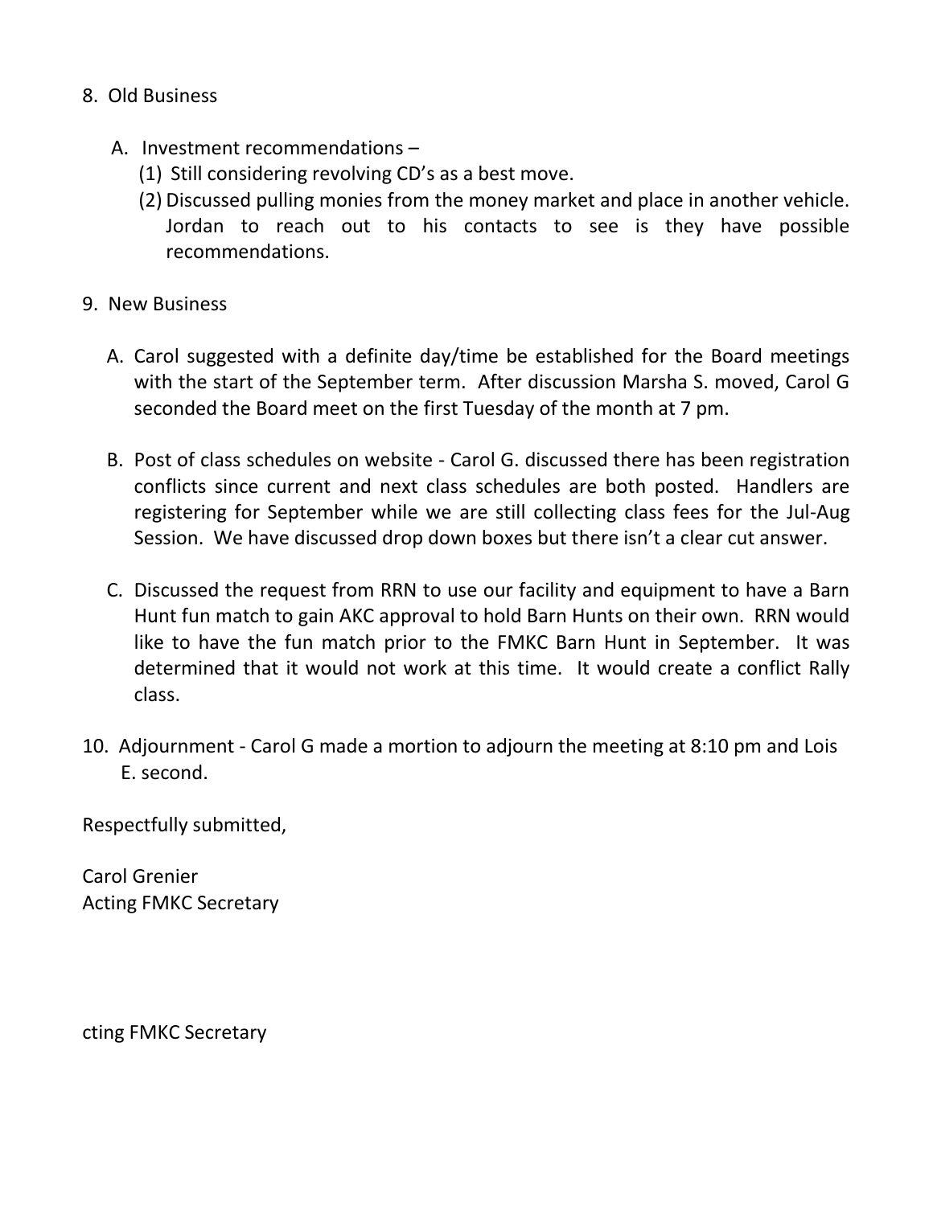8. Old Business

   A. Investment recommendations –
      (1) Still considering revolving CD's as a best move.
      (2) Discussed pulling monies from the money market and place in another vehicle. Jordan to reach out to his contacts to see is they have possible recommendations.

9. New Business

   A. Carol suggested with a definite day/time be established for the Board meetings with the start of the September term. After discussion Marsha S. moved, Carol G seconded the Board meet on the first Tuesday of the month at 7 pm.

   B. Post of class schedules on website - Carol G. discussed there has been registration conflicts since current and next class schedules are both posted. Handlers are registering for September while we are still collecting class fees for the Jul-Aug Session. We have discussed drop down boxes but there isn't a clear cut answer.

   C. Discussed the request from RRN to use our facility and equipment to have a Barn Hunt fun match to gain AKC approval to hold Barn Hunts on their own. RRN would like to have the fun match prior to the FMKC Barn Hunt in September. It was determined that it would not work at this time. It would create a conflict Rally class.

10. Adjournment - Carol G made a mortion to adjourn the meeting at 8:10 pm and Lois E. second.

Respectfully submitted,

Carol Grenier
Acting FMKC Secretary

cting FMKC Secretary